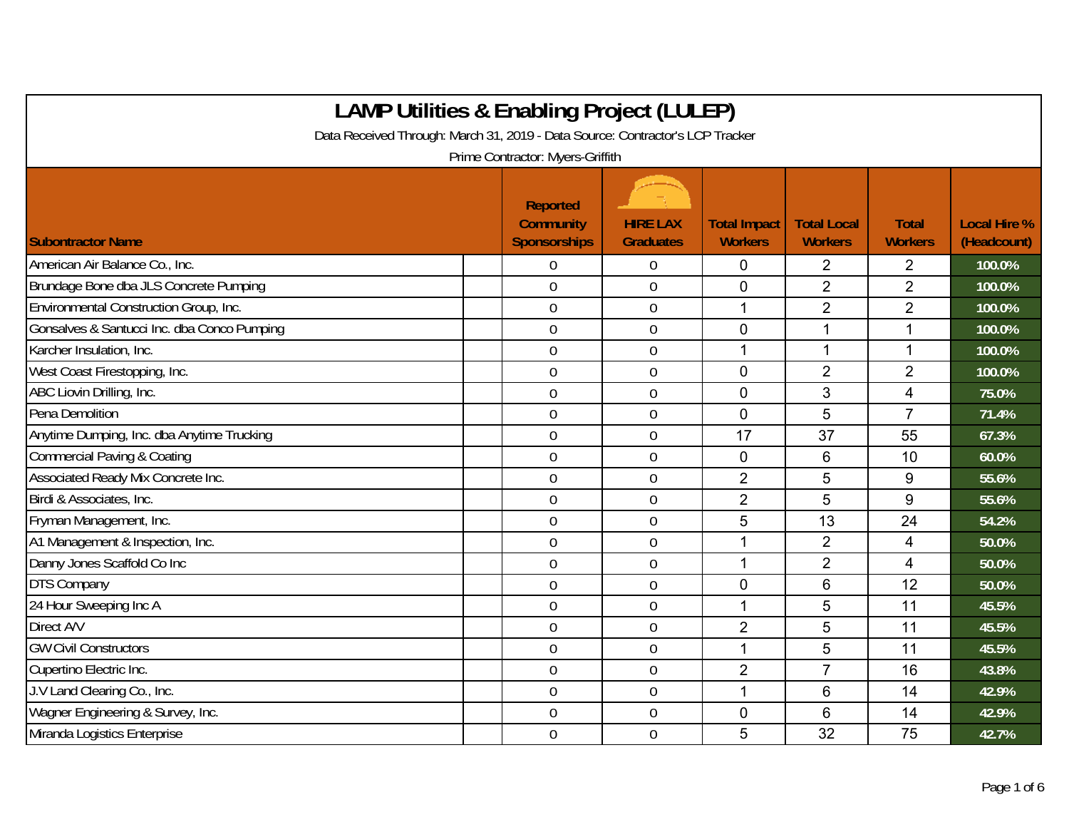# LAMP Utilities & Enabling Project (LULEP)

Data Received Through: March 31, 2019 - Data Source: Contractor's LCP Tracker

Prime Contractor: Myers-Griffith

| Subontractor Name | Reported Community Sponsorships | HIRE LAX Graduates | Total Impact Workers | Total Local Workers | Total Workers | Local Hire % (Headcount) |
|---|---|---|---|---|---|---|
| American Air Balance Co., Inc. | 0 | 0 | 0 | 2 | 2 | 100.0% |
| Brundage Bone dba JLS Concrete Pumping | 0 | 0 | 0 | 2 | 2 | 100.0% |
| Environmental Construction Group, Inc. | 0 | 0 | 1 | 2 | 2 | 100.0% |
| Gonsalves & Santucci Inc. dba Conco Pumping | 0 | 0 | 0 | 1 | 1 | 100.0% |
| Karcher Insulation, Inc. | 0 | 0 | 1 | 1 | 1 | 100.0% |
| West Coast Firestopping, Inc. | 0 | 0 | 0 | 2 | 2 | 100.0% |
| ABC Liovin Drilling, Inc. | 0 | 0 | 0 | 3 | 4 | 75.0% |
| Pena Demolition | 0 | 0 | 0 | 5 | 7 | 71.4% |
| Anytime Dumping, Inc. dba Anytime Trucking | 0 | 0 | 17 | 37 | 55 | 67.3% |
| Commercial Paving & Coating | 0 | 0 | 0 | 6 | 10 | 60.0% |
| Associated Ready Mix Concrete Inc. | 0 | 0 | 2 | 5 | 9 | 55.6% |
| Birdi & Associates, Inc. | 0 | 0 | 2 | 5 | 9 | 55.6% |
| Fryman Management, Inc. | 0 | 0 | 5 | 13 | 24 | 54.2% |
| A1 Management & Inspection, Inc. | 0 | 0 | 1 | 2 | 4 | 50.0% |
| Danny Jones Scaffold Co Inc | 0 | 0 | 1 | 2 | 4 | 50.0% |
| DTS Company | 0 | 0 | 0 | 6 | 12 | 50.0% |
| 24 Hour Sweeping Inc A | 0 | 0 | 1 | 5 | 11 | 45.5% |
| Direct A/V | 0 | 0 | 2 | 5 | 11 | 45.5% |
| GW Civil Constructors | 0 | 0 | 1 | 5 | 11 | 45.5% |
| Cupertino Electric Inc. | 0 | 0 | 2 | 7 | 16 | 43.8% |
| J.V Land Clearing Co., Inc. | 0 | 0 | 1 | 6 | 14 | 42.9% |
| Wagner Engineering & Survey, Inc. | 0 | 0 | 0 | 6 | 14 | 42.9% |
| Miranda Logistics Enterprise | 0 | 0 | 5 | 32 | 75 | 42.7% |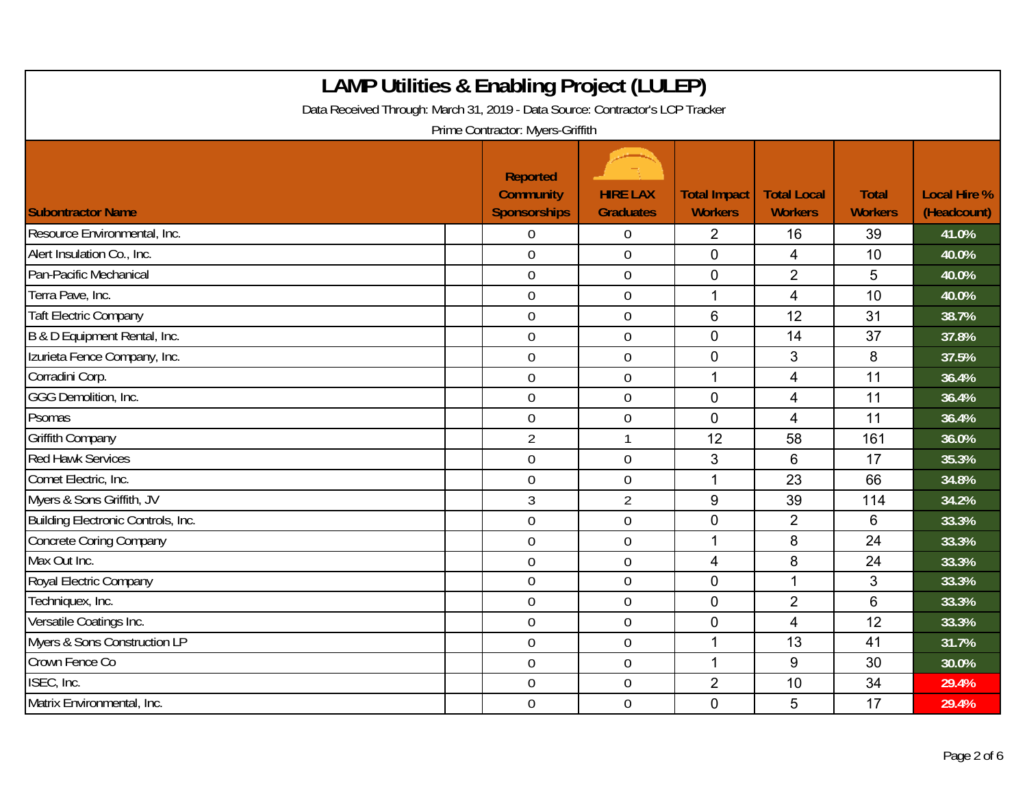# LAMP Utilities & Enabling Project (LULEP)

Data Received Through: March 31, 2019 - Data Source: Contractor's LCP Tracker

Prime Contractor: Myers-Griffith

| Subontractor Name | Reported Community Sponsorships | HIRE LAX Graduates | Total Impact Workers | Total Local Workers | Total Workers | Local Hire % (Headcount) |
|---|---|---|---|---|---|---|
| Resource Environmental, Inc. | 0 | 0 | 2 | 16 | 39 | 41.0% |
| Alert Insulation Co., Inc. | 0 | 0 | 0 | 4 | 10 | 40.0% |
| Pan-Pacific Mechanical | 0 | 0 | 0 | 2 | 5 | 40.0% |
| Terra Pave, Inc. | 0 | 0 | 1 | 4 | 10 | 40.0% |
| Taft Electric Company | 0 | 0 | 6 | 12 | 31 | 38.7% |
| B & D Equipment Rental, Inc. | 0 | 0 | 0 | 14 | 37 | 37.8% |
| Izurieta Fence Company, Inc. | 0 | 0 | 0 | 3 | 8 | 37.5% |
| Corradini Corp. | 0 | 0 | 1 | 4 | 11 | 36.4% |
| GGG Demolition, Inc. | 0 | 0 | 0 | 4 | 11 | 36.4% |
| Psomas | 0 | 0 | 0 | 4 | 11 | 36.4% |
| Griffith Company | 2 | 1 | 12 | 58 | 161 | 36.0% |
| Red Hawk Services | 0 | 0 | 3 | 6 | 17 | 35.3% |
| Comet Electric, Inc. | 0 | 0 | 1 | 23 | 66 | 34.8% |
| Myers & Sons Griffith, JV | 3 | 2 | 9 | 39 | 114 | 34.2% |
| Building Electronic Controls, Inc. | 0 | 0 | 0 | 2 | 6 | 33.3% |
| Concrete Coring Company | 0 | 0 | 1 | 8 | 24 | 33.3% |
| Max Out Inc. | 0 | 0 | 4 | 8 | 24 | 33.3% |
| Royal Electric Company | 0 | 0 | 0 | 1 | 3 | 33.3% |
| Techniquex, Inc. | 0 | 0 | 0 | 2 | 6 | 33.3% |
| Versatile Coatings Inc. | 0 | 0 | 0 | 4 | 12 | 33.3% |
| Myers & Sons Construction LP | 0 | 0 | 1 | 13 | 41 | 31.7% |
| Crown Fence Co | 0 | 0 | 1 | 9 | 30 | 30.0% |
| ISEC, Inc. | 0 | 0 | 2 | 10 | 34 | 29.4% |
| Matrix Environmental, Inc. | 0 | 0 | 0 | 5 | 17 | 29.4% |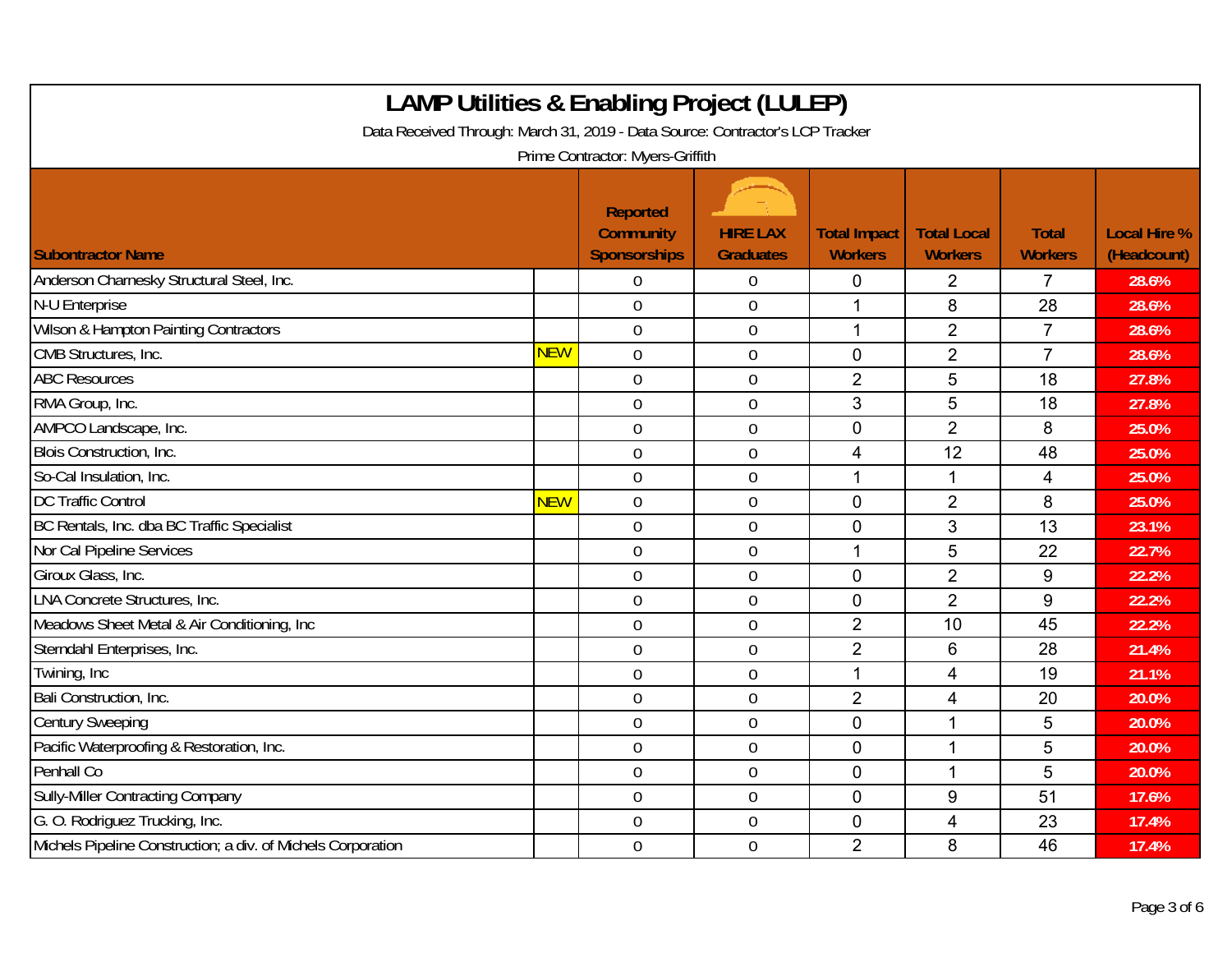# LAMP Utilities & Enabling Project (LULEP)

Data Received Through: March 31, 2019 - Data Source: Contractor's LCP Tracker

Prime Contractor: Myers-Griffith

| Subontractor Name | | Reported Community Sponsorships | HIRE LAX Graduates | Total Impact Workers | Total Local Workers | Total Workers | Local Hire % (Headcount) |
|---|---|---|---|---|---|---|---|
| Anderson Charnesky Structural Steel, Inc. | | 0 | 0 | 0 | 2 | 7 | 28.6% |
| N-U Enterprise | | 0 | 0 | 1 | 8 | 28 | 28.6% |
| Wilson & Hampton Painting Contractors | | 0 | 0 | 1 | 2 | 7 | 28.6% |
| CMB Structures, Inc. | NEW | 0 | 0 | 0 | 2 | 7 | 28.6% |
| ABC Resources | | 0 | 0 | 2 | 5 | 18 | 27.8% |
| RMA Group, Inc. | | 0 | 0 | 3 | 5 | 18 | 27.8% |
| AMPCO Landscape, Inc. | | 0 | 0 | 0 | 2 | 8 | 25.0% |
| Blois Construction, Inc. | | 0 | 0 | 4 | 12 | 48 | 25.0% |
| So-Cal Insulation, Inc. | | 0 | 0 | 1 | 1 | 4 | 25.0% |
| DC Traffic Control | NEW | 0 | 0 | 0 | 2 | 8 | 25.0% |
| BC Rentals, Inc. dba BC Traffic Specialist | | 0 | 0 | 0 | 3 | 13 | 23.1% |
| Nor Cal Pipeline Services | | 0 | 0 | 1 | 5 | 22 | 22.7% |
| Giroux Glass, Inc. | | 0 | 0 | 0 | 2 | 9 | 22.2% |
| LNA Concrete Structures, Inc. | | 0 | 0 | 0 | 2 | 9 | 22.2% |
| Meadows Sheet Metal & Air Conditioning, Inc | | 0 | 0 | 2 | 10 | 45 | 22.2% |
| Sterndahl Enterprises, Inc. | | 0 | 0 | 2 | 6 | 28 | 21.4% |
| Twining, Inc | | 0 | 0 | 1 | 4 | 19 | 21.1% |
| Bali Construction, Inc. | | 0 | 0 | 2 | 4 | 20 | 20.0% |
| Century Sweeping | | 0 | 0 | 0 | 1 | 5 | 20.0% |
| Pacific Waterproofing & Restoration, Inc. | | 0 | 0 | 0 | 1 | 5 | 20.0% |
| Penhall Co | | 0 | 0 | 0 | 1 | 5 | 20.0% |
| Sully-Miller Contracting Company | | 0 | 0 | 0 | 9 | 51 | 17.6% |
| G. O. Rodriguez Trucking, Inc. | | 0 | 0 | 0 | 4 | 23 | 17.4% |
| Michels Pipeline Construction; a div. of Michels Corporation | | 0 | 0 | 2 | 8 | 46 | 17.4% |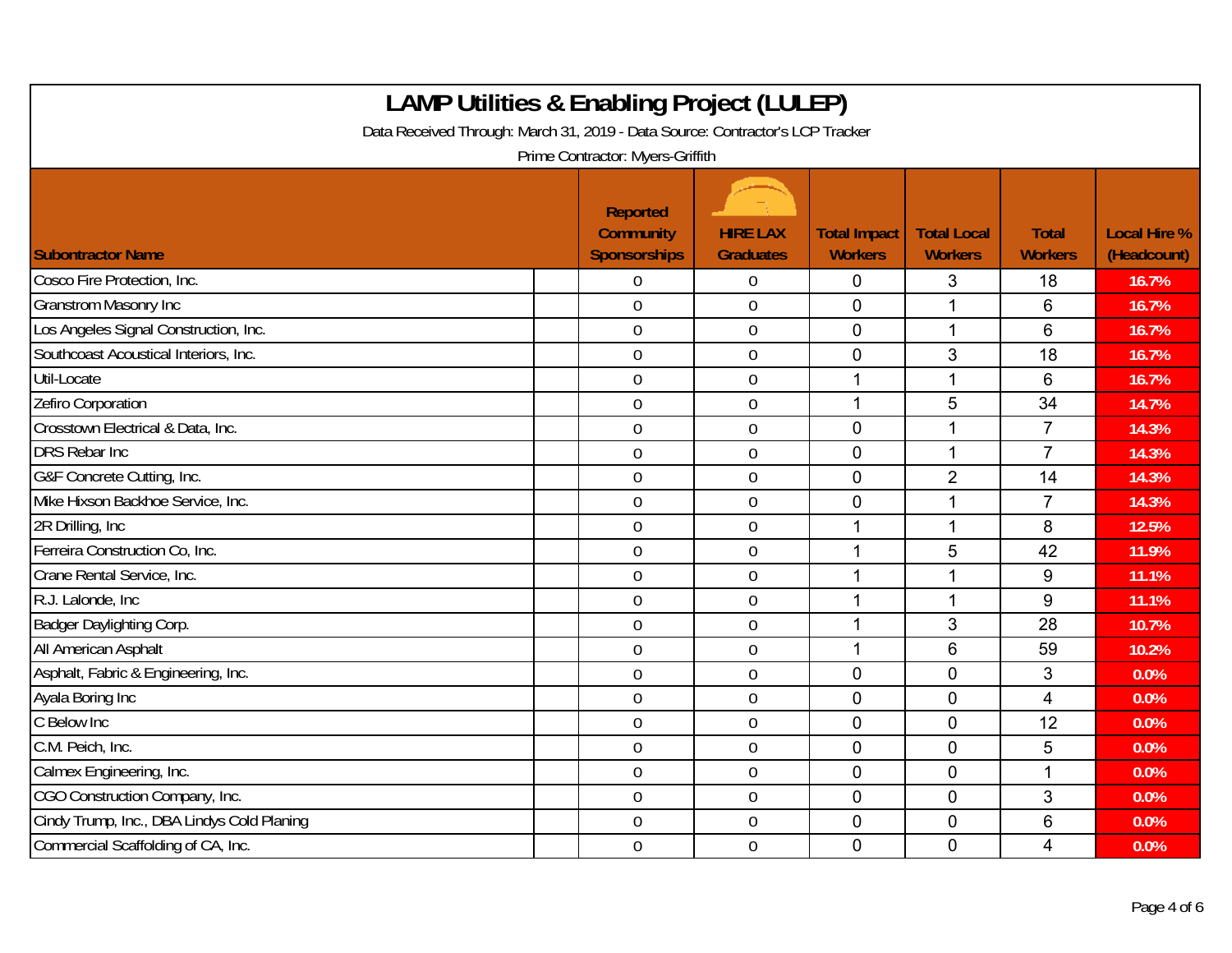# LAMP Utilities & Enabling Project (LULEP)

Data Received Through: March 31, 2019 - Data Source: Contractor's LCP Tracker

Prime Contractor: Myers-Griffith

| Subontractor Name | Reported Community Sponsorships | HIRE LAX Graduates | Total Impact Workers | Total Local Workers | Total Workers | Local Hire % (Headcount) |
|---|---|---|---|---|---|---|
| Cosco Fire Protection, Inc. | 0 | 0 | 0 | 3 | 18 | 16.7% |
| Granstrom Masonry Inc | 0 | 0 | 0 | 1 | 6 | 16.7% |
| Los Angeles Signal Construction, Inc. | 0 | 0 | 0 | 1 | 6 | 16.7% |
| Southcoast Acoustical Interiors, Inc. | 0 | 0 | 0 | 3 | 18 | 16.7% |
| Util-Locate | 0 | 0 | 1 | 1 | 6 | 16.7% |
| Zefiro Corporation | 0 | 0 | 1 | 5 | 34 | 14.7% |
| Crosstown Electrical & Data, Inc. | 0 | 0 | 0 | 1 | 7 | 14.3% |
| DRS Rebar Inc | 0 | 0 | 0 | 1 | 7 | 14.3% |
| G&F Concrete Cutting, Inc. | 0 | 0 | 0 | 2 | 14 | 14.3% |
| Mike Hixson Backhoe Service, Inc. | 0 | 0 | 0 | 1 | 7 | 14.3% |
| 2R Drilling, Inc | 0 | 0 | 1 | 1 | 8 | 12.5% |
| Ferreira Construction Co, Inc. | 0 | 0 | 1 | 5 | 42 | 11.9% |
| Crane Rental Service, Inc. | 0 | 0 | 1 | 1 | 9 | 11.1% |
| R.J. Lalonde, Inc | 0 | 0 | 1 | 1 | 9 | 11.1% |
| Badger Daylighting Corp. | 0 | 0 | 1 | 3 | 28 | 10.7% |
| All American Asphalt | 0 | 0 | 1 | 6 | 59 | 10.2% |
| Asphalt, Fabric & Engineering, Inc. | 0 | 0 | 0 | 0 | 3 | 0.0% |
| Ayala Boring Inc | 0 | 0 | 0 | 0 | 4 | 0.0% |
| C Below Inc | 0 | 0 | 0 | 0 | 12 | 0.0% |
| C.M. Peich, Inc. | 0 | 0 | 0 | 0 | 5 | 0.0% |
| Calmex Engineering, Inc. | 0 | 0 | 0 | 0 | 1 | 0.0% |
| CGO Construction Company, Inc. | 0 | 0 | 0 | 0 | 3 | 0.0% |
| Cindy Trump, Inc., DBA Lindys Cold Planing | 0 | 0 | 0 | 0 | 6 | 0.0% |
| Commercial Scaffolding of CA, Inc. | 0 | 0 | 0 | 0 | 4 | 0.0% |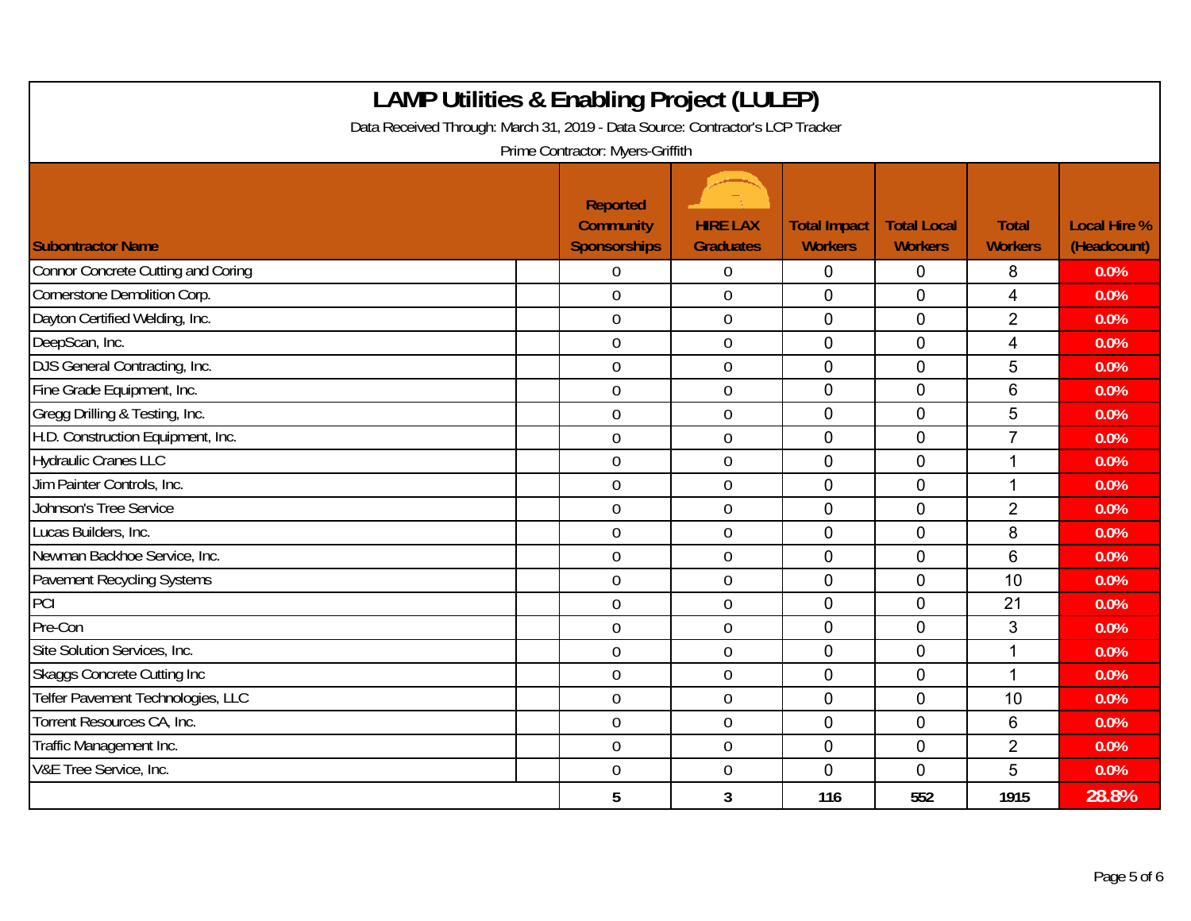# LAMP Utilities & Enabling Project (LULEP)

Data Received Through: March 31, 2019 - Data Source: Contractor's LCP Tracker

Prime Contractor: Myers-Griffith

| Subontractor Name | Reported Community Sponsorships | HIRE LAX Graduates | Total Impact Workers | Total Local Workers | Total Workers | Local Hire % (Headcount) |
|---|---|---|---|---|---|---|
| Connor Concrete Cutting and Coring | 0 | 0 | 0 | 0 | 8 | 0.0% |
| Cornerstone Demolition Corp. | 0 | 0 | 0 | 0 | 4 | 0.0% |
| Dayton Certified Welding, Inc. | 0 | 0 | 0 | 0 | 2 | 0.0% |
| DeepScan, Inc. | 0 | 0 | 0 | 0 | 4 | 0.0% |
| DJS General Contracting, Inc. | 0 | 0 | 0 | 0 | 5 | 0.0% |
| Fine Grade Equipment, Inc. | 0 | 0 | 0 | 0 | 6 | 0.0% |
| Gregg Drilling & Testing, Inc. | 0 | 0 | 0 | 0 | 5 | 0.0% |
| H.D. Construction Equipment, Inc. | 0 | 0 | 0 | 0 | 7 | 0.0% |
| Hydraulic Cranes LLC | 0 | 0 | 0 | 0 | 1 | 0.0% |
| Jim Painter Controls, Inc. | 0 | 0 | 0 | 0 | 1 | 0.0% |
| Johnson's Tree Service | 0 | 0 | 0 | 0 | 2 | 0.0% |
| Lucas Builders, Inc. | 0 | 0 | 0 | 0 | 8 | 0.0% |
| Newman Backhoe Service, Inc. | 0 | 0 | 0 | 0 | 6 | 0.0% |
| Pavement Recycling Systems | 0 | 0 | 0 | 0 | 10 | 0.0% |
| PCI | 0 | 0 | 0 | 0 | 21 | 0.0% |
| Pre-Con | 0 | 0 | 0 | 0 | 3 | 0.0% |
| Site Solution Services, Inc. | 0 | 0 | 0 | 0 | 1 | 0.0% |
| Skaggs Concrete Cutting Inc | 0 | 0 | 0 | 0 | 1 | 0.0% |
| Telfer Pavement Technologies, LLC | 0 | 0 | 0 | 0 | 10 | 0.0% |
| Torrent Resources CA, Inc. | 0 | 0 | 0 | 0 | 6 | 0.0% |
| Traffic Management Inc. | 0 | 0 | 0 | 0 | 2 | 0.0% |
| V&E Tree Service, Inc. | 0 | 0 | 0 | 0 | 5 | 0.0% |
| | **5** | **3** | **116** | **552** | **1915** | **28.8%** |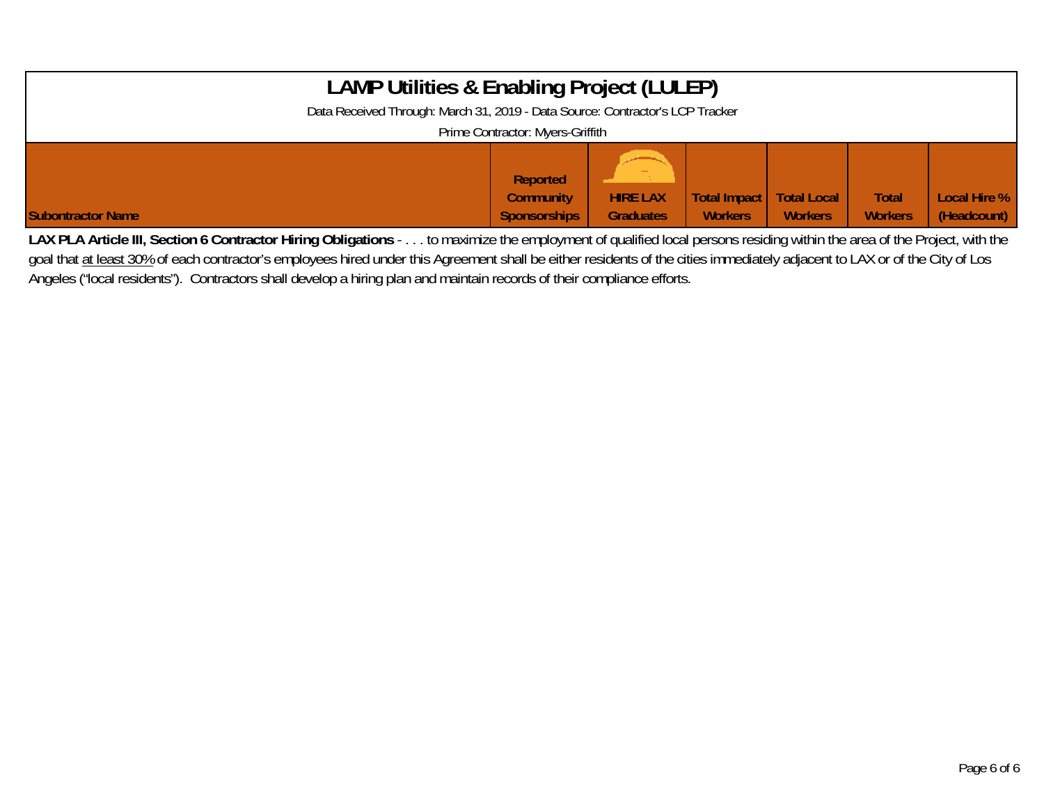# LAMP Utilities & Enabling Project (LULEP)

Data Received Through: March 31, 2019 - Data Source: Contractor's LCP Tracker

Prime Contractor: Myers-Griffith

| Subontractor Name | Reported Community Sponsorships | HIRE LAX Graduates | Total Impact Workers | Total Local Workers | Total Workers | Local Hire % (Headcount) |
|---|---|---|---|---|---|---|

**LAX PLA Article III, Section 6 Contractor Hiring Obligations** - . . . to maximize the employment of qualified local persons residing within the area of the Project, with the goal that at least 30% of each contractor's employees hired under this Agreement shall be either residents of the cities immediately adjacent to LAX or of the City of Los Angeles ("local residents"). Contractors shall develop a hiring plan and maintain records of their compliance efforts.